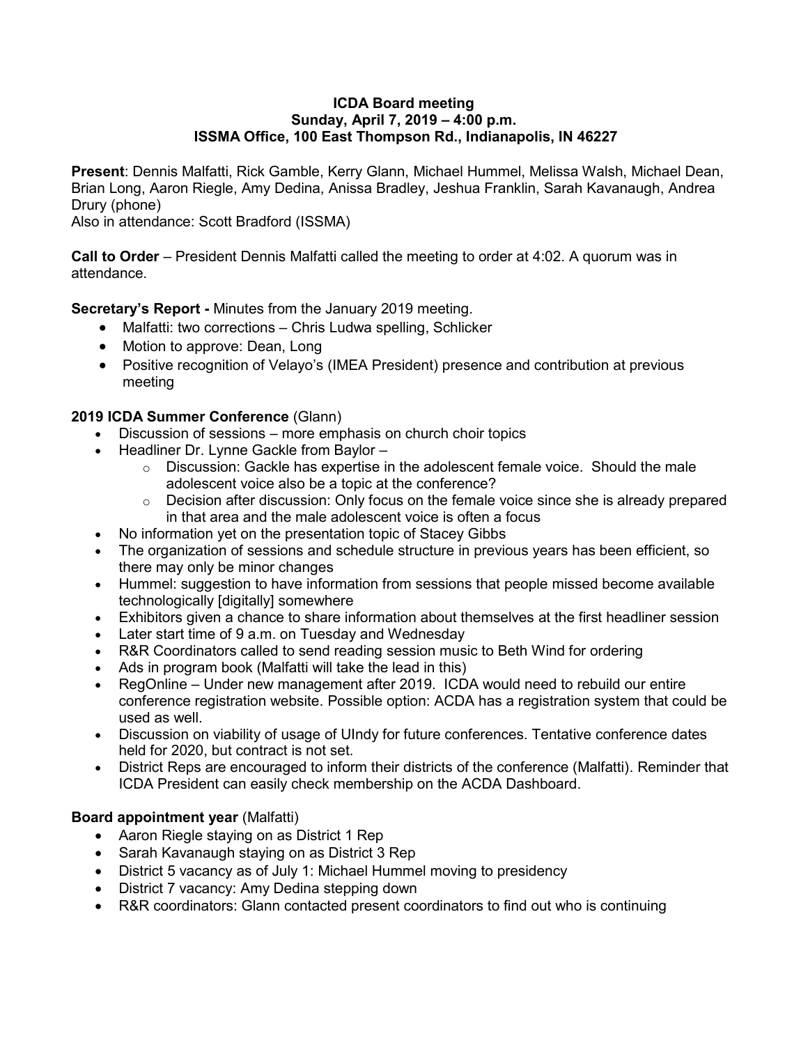**ICDA Board meeting**
**Sunday, April 7, 2019 – 4:00 p.m.**
**ISSMA Office, 100 East Thompson Rd., Indianapolis, IN 46227**

**Present**: Dennis Malfatti, Rick Gamble, Kerry Glann, Michael Hummel, Melissa Walsh, Michael Dean, Brian Long, Aaron Riegle, Amy Dedina, Anissa Bradley, Jeshua Franklin, Sarah Kavanaugh, Andrea Drury (phone)
Also in attendance: Scott Bradford (ISSMA)

**Call to Order** – President Dennis Malfatti called the meeting to order at 4:02. A quorum was in attendance.

**Secretary's Report -** Minutes from the January 2019 meeting.

- Malfatti: two corrections – Chris Ludwa spelling, Schlicker
- Motion to approve: Dean, Long
- Positive recognition of Velayo's (IMEA President) presence and contribution at previous meeting

**2019 ICDA Summer Conference** (Glann)

- Discussion of sessions – more emphasis on church choir topics
- Headliner Dr. Lynne Gackle from Baylor –
  - Discussion: Gackle has expertise in the adolescent female voice. Should the male adolescent voice also be a topic at the conference?
  - Decision after discussion: Only focus on the female voice since she is already prepared in that area and the male adolescent voice is often a focus
- No information yet on the presentation topic of Stacey Gibbs
- The organization of sessions and schedule structure in previous years has been efficient, so there may only be minor changes
- Hummel: suggestion to have information from sessions that people missed become available technologically [digitally] somewhere
- Exhibitors given a chance to share information about themselves at the first headliner session
- Later start time of 9 a.m. on Tuesday and Wednesday
- R&R Coordinators called to send reading session music to Beth Wind for ordering
- Ads in program book (Malfatti will take the lead in this)
- RegOnline – Under new management after 2019. ICDA would need to rebuild our entire conference registration website. Possible option: ACDA has a registration system that could be used as well.
- Discussion on viability of usage of UIndy for future conferences. Tentative conference dates held for 2020, but contract is not set.
- District Reps are encouraged to inform their districts of the conference (Malfatti). Reminder that ICDA President can easily check membership on the ACDA Dashboard.

**Board appointment year** (Malfatti)

- Aaron Riegle staying on as District 1 Rep
- Sarah Kavanaugh staying on as District 3 Rep
- District 5 vacancy as of July 1: Michael Hummel moving to presidency
- District 7 vacancy: Amy Dedina stepping down
- R&R coordinators: Glann contacted present coordinators to find out who is continuing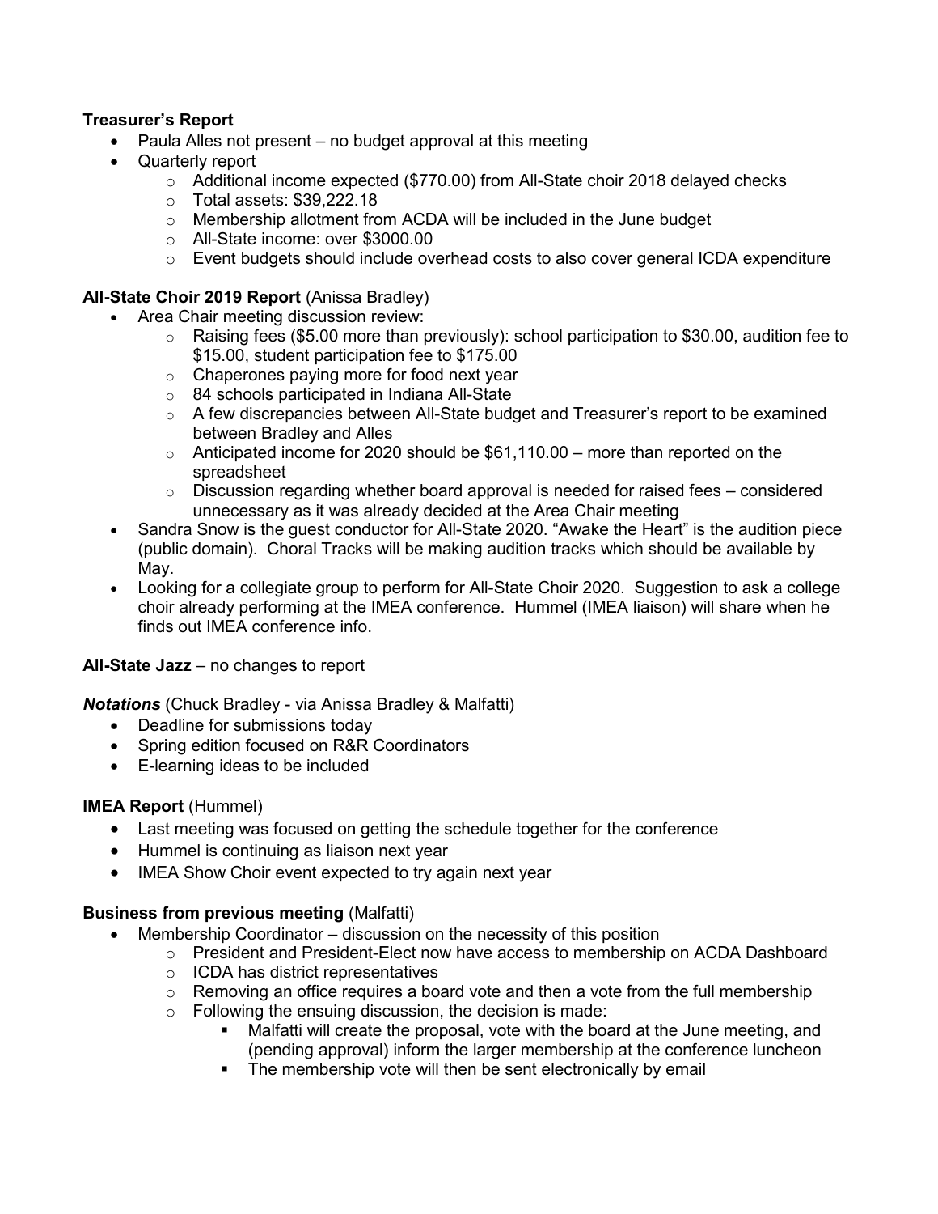**Treasurer's Report**

- Paula Alles not present – no budget approval at this meeting
- Quarterly report
  - Additional income expected ($770.00) from All-State choir 2018 delayed checks
  - Total assets: $39,222.18
  - Membership allotment from ACDA will be included in the June budget
  - All-State income: over $3000.00
  - Event budgets should include overhead costs to also cover general ICDA expenditure

**All-State Choir 2019 Report** (Anissa Bradley)

- Area Chair meeting discussion review:
  - Raising fees ($5.00 more than previously): school participation to $30.00, audition fee to $15.00, student participation fee to $175.00
  - Chaperones paying more for food next year
  - 84 schools participated in Indiana All-State
  - A few discrepancies between All-State budget and Treasurer's report to be examined between Bradley and Alles
  - Anticipated income for 2020 should be $61,110.00 – more than reported on the spreadsheet
  - Discussion regarding whether board approval is needed for raised fees – considered unnecessary as it was already decided at the Area Chair meeting
- Sandra Snow is the guest conductor for All-State 2020. "Awake the Heart" is the audition piece (public domain). Choral Tracks will be making audition tracks which should be available by May.
- Looking for a collegiate group to perform for All-State Choir 2020. Suggestion to ask a college choir already performing at the IMEA conference. Hummel (IMEA liaison) will share when he finds out IMEA conference info.

**All-State Jazz** – no changes to report

***Notations*** (Chuck Bradley - via Anissa Bradley & Malfatti)

- Deadline for submissions today
- Spring edition focused on R&R Coordinators
- E-learning ideas to be included

**IMEA Report** (Hummel)

- Last meeting was focused on getting the schedule together for the conference
- Hummel is continuing as liaison next year
- IMEA Show Choir event expected to try again next year

**Business from previous meeting** (Malfatti)

- Membership Coordinator – discussion on the necessity of this position
  - President and President-Elect now have access to membership on ACDA Dashboard
  - ICDA has district representatives
  - Removing an office requires a board vote and then a vote from the full membership
  - Following the ensuing discussion, the decision is made:
    - Malfatti will create the proposal, vote with the board at the June meeting, and (pending approval) inform the larger membership at the conference luncheon
    - The membership vote will then be sent electronically by email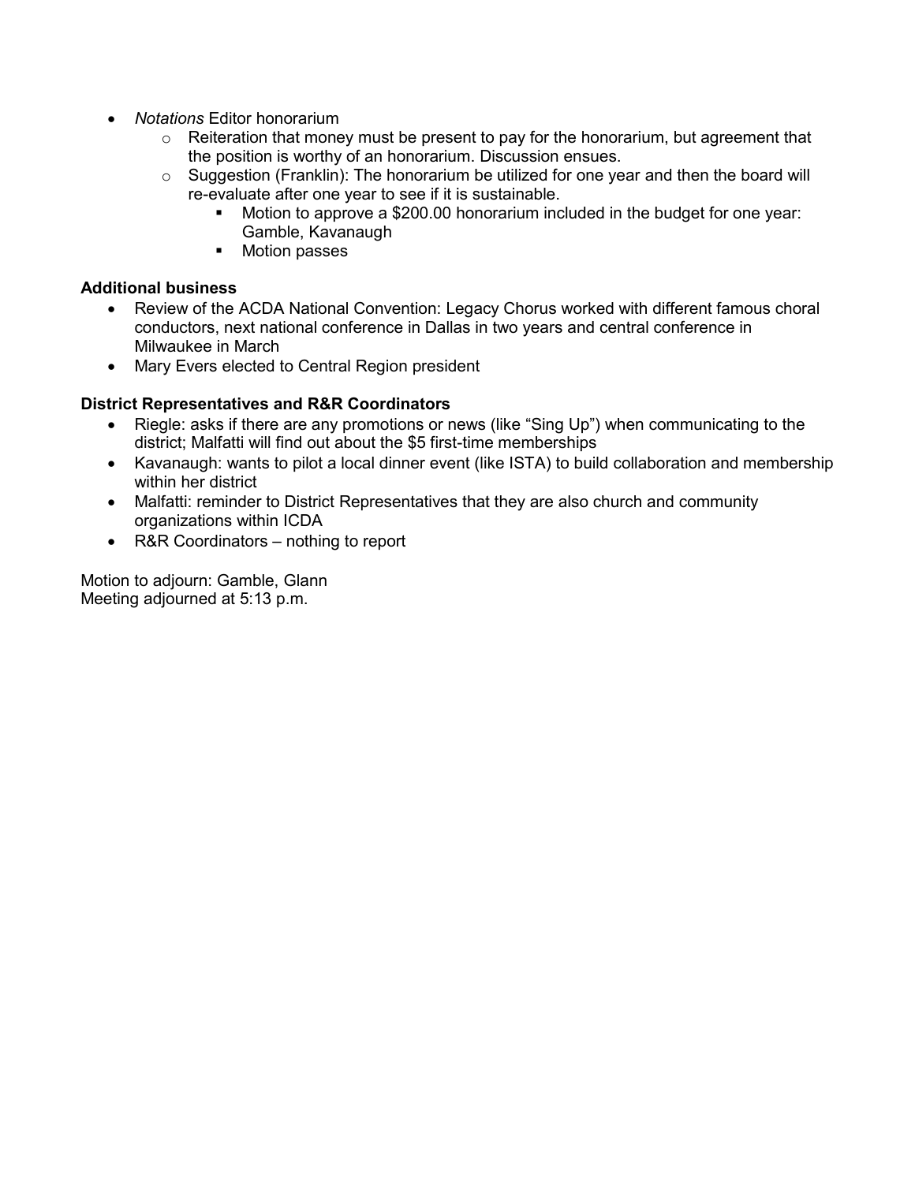- *Notations* Editor honorarium
    - Reiteration that money must be present to pay for the honorarium, but agreement that the position is worthy of an honorarium. Discussion ensues.
    - Suggestion (Franklin): The honorarium be utilized for one year and then the board will re-evaluate after one year to see if it is sustainable.
        - Motion to approve a $200.00 honorarium included in the budget for one year: Gamble, Kavanaugh
        - Motion passes

**Additional business**

- Review of the ACDA National Convention: Legacy Chorus worked with different famous choral conductors, next national conference in Dallas in two years and central conference in Milwaukee in March
- Mary Evers elected to Central Region president

**District Representatives and R&R Coordinators**

- Riegle: asks if there are any promotions or news (like "Sing Up") when communicating to the district; Malfatti will find out about the $5 first-time memberships
- Kavanaugh: wants to pilot a local dinner event (like ISTA) to build collaboration and membership within her district
- Malfatti: reminder to District Representatives that they are also church and community organizations within ICDA
- R&R Coordinators – nothing to report

Motion to adjourn: Gamble, Glann
Meeting adjourned at 5:13 p.m.